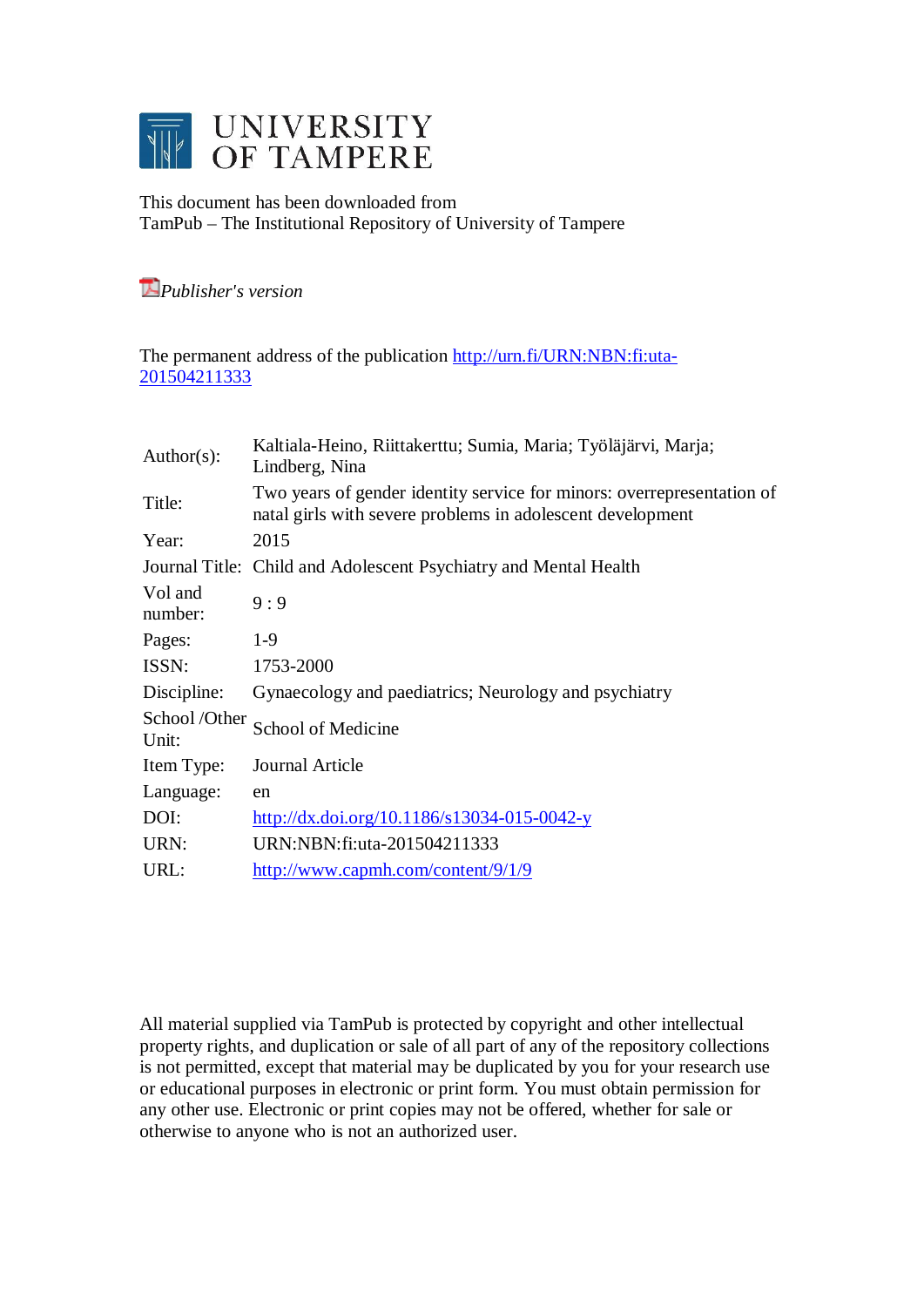# UNIVERSITY OF TAMPERE

This document has been downloaded from
TamPub – The Institutional Repository of University of Tampere

*Publisher's version*

The permanent address of the publication http://urn.fi/URN:NBN:fi:uta-201504211333

| | |
|---|---|
| Author(s): | Kaltiala-Heino, Riittakerttu; Sumia, Maria; Työläjärvi, Marja; Lindberg, Nina |
| Title: | Two years of gender identity service for minors: overrepresentation of natal girls with severe problems in adolescent development |
| Year: | 2015 |
| Journal Title: | Child and Adolescent Psychiatry and Mental Health |
| Vol and number: | 9 : 9 |
| Pages: | 1-9 |
| ISSN: | 1753-2000 |
| Discipline: | Gynaecology and paediatrics; Neurology and psychiatry |
| School /Other Unit: | School of Medicine |
| Item Type: | Journal Article |
| Language: | en |
| DOI: | http://dx.doi.org/10.1186/s13034-015-0042-y |
| URN: | URN:NBN:fi:uta-201504211333 |
| URL: | http://www.capmh.com/content/9/1/9 |

All material supplied via TamPub is protected by copyright and other intellectual property rights, and duplication or sale of all part of any of the repository collections is not permitted, except that material may be duplicated by you for your research use or educational purposes in electronic or print form. You must obtain permission for any other use. Electronic or print copies may not be offered, whether for sale or otherwise to anyone who is not an authorized user.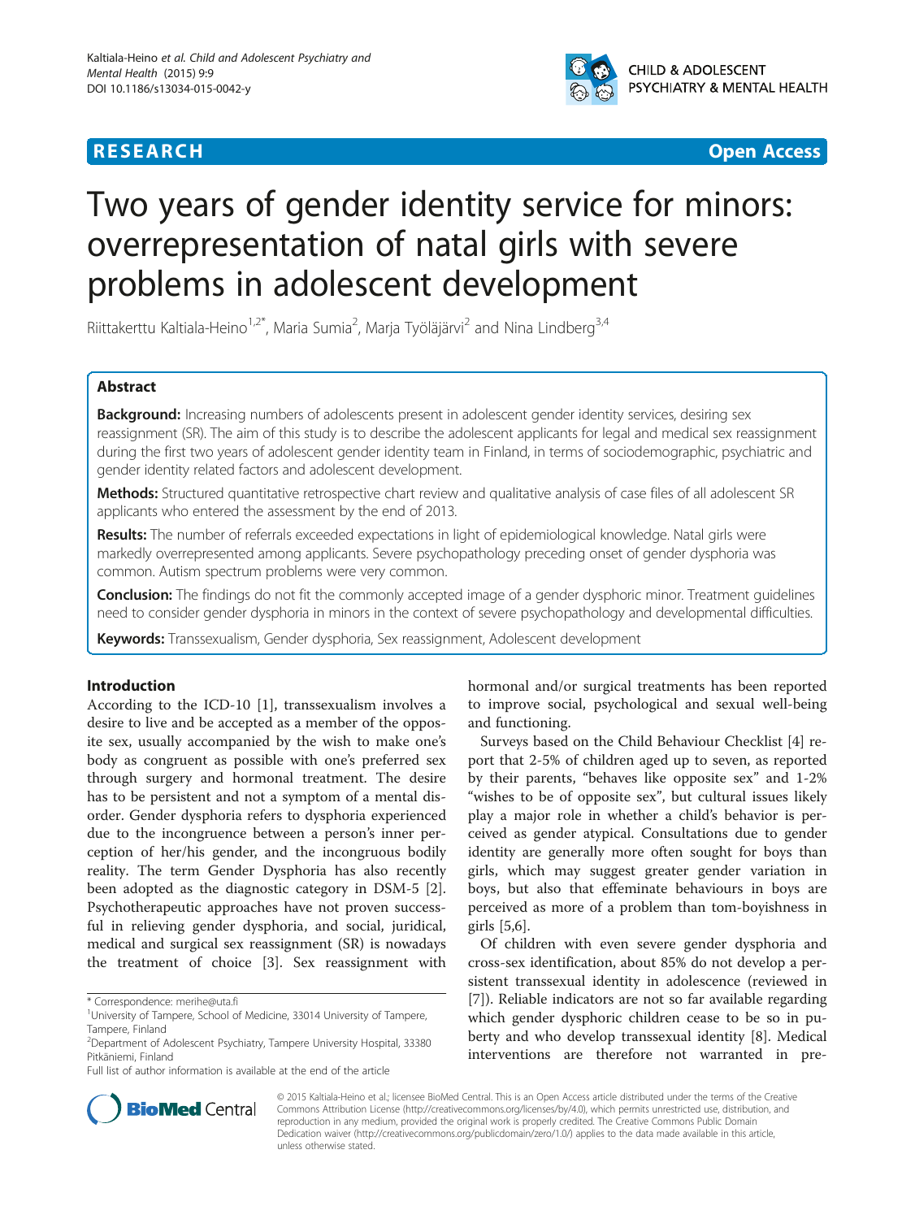# Two years of gender identity service for minors: overrepresentation of natal girls with severe problems in adolescent development

Riittakerttu Kaltiala-Heino[1,2*], Maria Sumia[2], Marja Työläjärvi[2] and Nina Lindberg[3,4]

## Abstract

**Background:** Increasing numbers of adolescents present in adolescent gender identity services, desiring sex reassignment (SR). The aim of this study is to describe the adolescent applicants for legal and medical sex reassignment during the first two years of adolescent gender identity team in Finland, in terms of sociodemographic, psychiatric and gender identity related factors and adolescent development.

**Methods:** Structured quantitative retrospective chart review and qualitative analysis of case files of all adolescent SR applicants who entered the assessment by the end of 2013.

**Results:** The number of referrals exceeded expectations in light of epidemiological knowledge. Natal girls were markedly overrepresented among applicants. Severe psychopathology preceding onset of gender dysphoria was common. Autism spectrum problems were very common.

**Conclusion:** The findings do not fit the commonly accepted image of a gender dysphoric minor. Treatment guidelines need to consider gender dysphoria in minors in the context of severe psychopathology and developmental difficulties.

**Keywords:** Transsexualism, Gender dysphoria, Sex reassignment, Adolescent development

## Introduction

According to the ICD-10 [1], transsexualism involves a desire to live and be accepted as a member of the opposite sex, usually accompanied by the wish to make one's body as congruent as possible with one's preferred sex through surgery and hormonal treatment. The desire has to be persistent and not a symptom of a mental disorder. Gender dysphoria refers to dysphoria experienced due to the incongruence between a person's inner perception of her/his gender, and the incongruous bodily reality. The term Gender Dysphoria has also recently been adopted as the diagnostic category in DSM-5 [2]. Psychotherapeutic approaches have not proven successful in relieving gender dysphoria, and social, juridical, medical and surgical sex reassignment (SR) is nowadays the treatment of choice [3]. Sex reassignment with hormonal and/or surgical treatments has been reported to improve social, psychological and sexual well-being and functioning.

Surveys based on the Child Behaviour Checklist [4] report that 2-5% of children aged up to seven, as reported by their parents, "behaves like opposite sex" and 1-2% "wishes to be of opposite sex", but cultural issues likely play a major role in whether a child's behavior is perceived as gender atypical. Consultations due to gender identity are generally more often sought for boys than girls, which may suggest greater gender variation in boys, but also that effeminate behaviours in boys are perceived as more of a problem than tom-boyishness in girls [5,6].

Of children with even severe gender dysphoria and cross-sex identification, about 85% do not develop a persistent transsexual identity in adolescence (reviewed in [7]). Reliable indicators are not so far available regarding which gender dysphoric children cease to be so in puberty and who develop transsexual identity [8]. Medical interventions are therefore not warranted in pre-

\* Correspondence: merihe@uta.fi
[1]University of Tampere, School of Medicine, 33014 University of Tampere, Tampere, Finland
[2]Department of Adolescent Psychiatry, Tampere University Hospital, 33380 Pitkäniemi, Finland
Full list of author information is available at the end of the article

© 2015 Kaltiala-Heino et al.; licensee BioMed Central. This is an Open Access article distributed under the terms of the Creative Commons Attribution License (http://creativecommons.org/licenses/by/4.0), which permits unrestricted use, distribution, and reproduction in any medium, provided the original work is properly credited. The Creative Commons Public Domain Dedication waiver (http://creativecommons.org/publicdomain/zero/1.0/) applies to the data made available in this article, unless otherwise stated.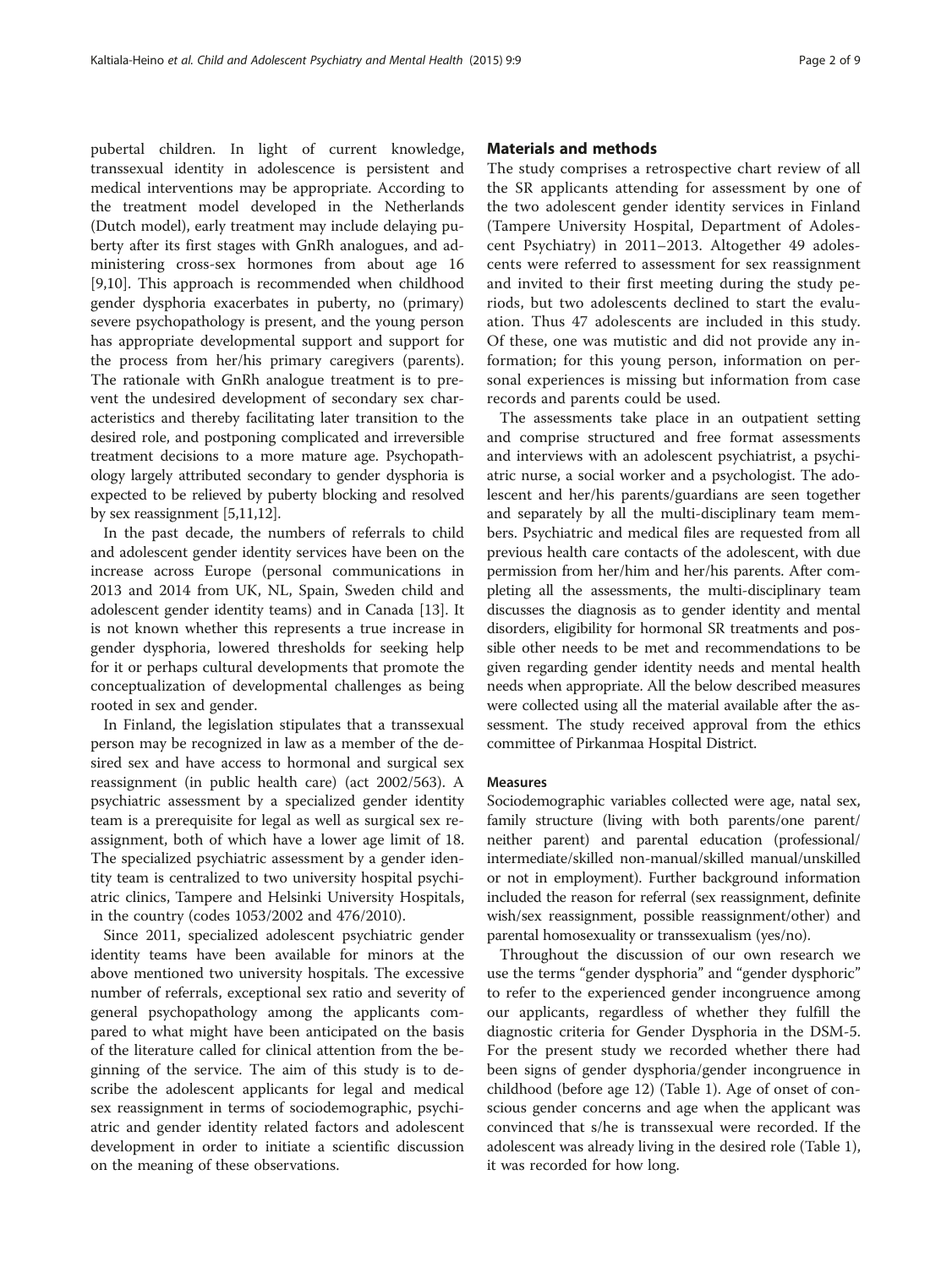pubertal children. In light of current knowledge, transsexual identity in adolescence is persistent and medical interventions may be appropriate. According to the treatment model developed in the Netherlands (Dutch model), early treatment may include delaying puberty after its first stages with GnRh analogues, and administering cross-sex hormones from about age 16 [9,10]. This approach is recommended when childhood gender dysphoria exacerbates in puberty, no (primary) severe psychopathology is present, and the young person has appropriate developmental support and support for the process from her/his primary caregivers (parents). The rationale with GnRh analogue treatment is to prevent the undesired development of secondary sex characteristics and thereby facilitating later transition to the desired role, and postponing complicated and irreversible treatment decisions to a more mature age. Psychopathology largely attributed secondary to gender dysphoria is expected to be relieved by puberty blocking and resolved by sex reassignment [5,11,12].

In the past decade, the numbers of referrals to child and adolescent gender identity services have been on the increase across Europe (personal communications in 2013 and 2014 from UK, NL, Spain, Sweden child and adolescent gender identity teams) and in Canada [13]. It is not known whether this represents a true increase in gender dysphoria, lowered thresholds for seeking help for it or perhaps cultural developments that promote the conceptualization of developmental challenges as being rooted in sex and gender.

In Finland, the legislation stipulates that a transsexual person may be recognized in law as a member of the desired sex and have access to hormonal and surgical sex reassignment (in public health care) (act 2002/563). A psychiatric assessment by a specialized gender identity team is a prerequisite for legal as well as surgical sex reassignment, both of which have a lower age limit of 18. The specialized psychiatric assessment by a gender identity team is centralized to two university hospital psychiatric clinics, Tampere and Helsinki University Hospitals, in the country (codes 1053/2002 and 476/2010).

Since 2011, specialized adolescent psychiatric gender identity teams have been available for minors at the above mentioned two university hospitals. The excessive number of referrals, exceptional sex ratio and severity of general psychopathology among the applicants compared to what might have been anticipated on the basis of the literature called for clinical attention from the beginning of the service. The aim of this study is to describe the adolescent applicants for legal and medical sex reassignment in terms of sociodemographic, psychiatric and gender identity related factors and adolescent development in order to initiate a scientific discussion on the meaning of these observations.

## Materials and methods

The study comprises a retrospective chart review of all the SR applicants attending for assessment by one of the two adolescent gender identity services in Finland (Tampere University Hospital, Department of Adolescent Psychiatry) in 2011–2013. Altogether 49 adolescents were referred to assessment for sex reassignment and invited to their first meeting during the study periods, but two adolescents declined to start the evaluation. Thus 47 adolescents are included in this study. Of these, one was mutistic and did not provide any information; for this young person, information on personal experiences is missing but information from case records and parents could be used.

The assessments take place in an outpatient setting and comprise structured and free format assessments and interviews with an adolescent psychiatrist, a psychiatric nurse, a social worker and a psychologist. The adolescent and her/his parents/guardians are seen together and separately by all the multi-disciplinary team members. Psychiatric and medical files are requested from all previous health care contacts of the adolescent, with due permission from her/him and her/his parents. After completing all the assessments, the multi-disciplinary team discusses the diagnosis as to gender identity and mental disorders, eligibility for hormonal SR treatments and possible other needs to be met and recommendations to be given regarding gender identity needs and mental health needs when appropriate. All the below described measures were collected using all the material available after the assessment. The study received approval from the ethics committee of Pirkanmaa Hospital District.

### Measures

Sociodemographic variables collected were age, natal sex, family structure (living with both parents/one parent/neither parent) and parental education (professional/intermediate/skilled non-manual/skilled manual/unskilled or not in employment). Further background information included the reason for referral (sex reassignment, definite wish/sex reassignment, possible reassignment/other) and parental homosexuality or transsexualism (yes/no).

Throughout the discussion of our own research we use the terms "gender dysphoria" and "gender dysphoric" to refer to the experienced gender incongruence among our applicants, regardless of whether they fulfill the diagnostic criteria for Gender Dysphoria in the DSM-5. For the present study we recorded whether there had been signs of gender dysphoria/gender incongruence in childhood (before age 12) (Table 1). Age of onset of conscious gender concerns and age when the applicant was convinced that s/he is transsexual were recorded. If the adolescent was already living in the desired role (Table 1), it was recorded for how long.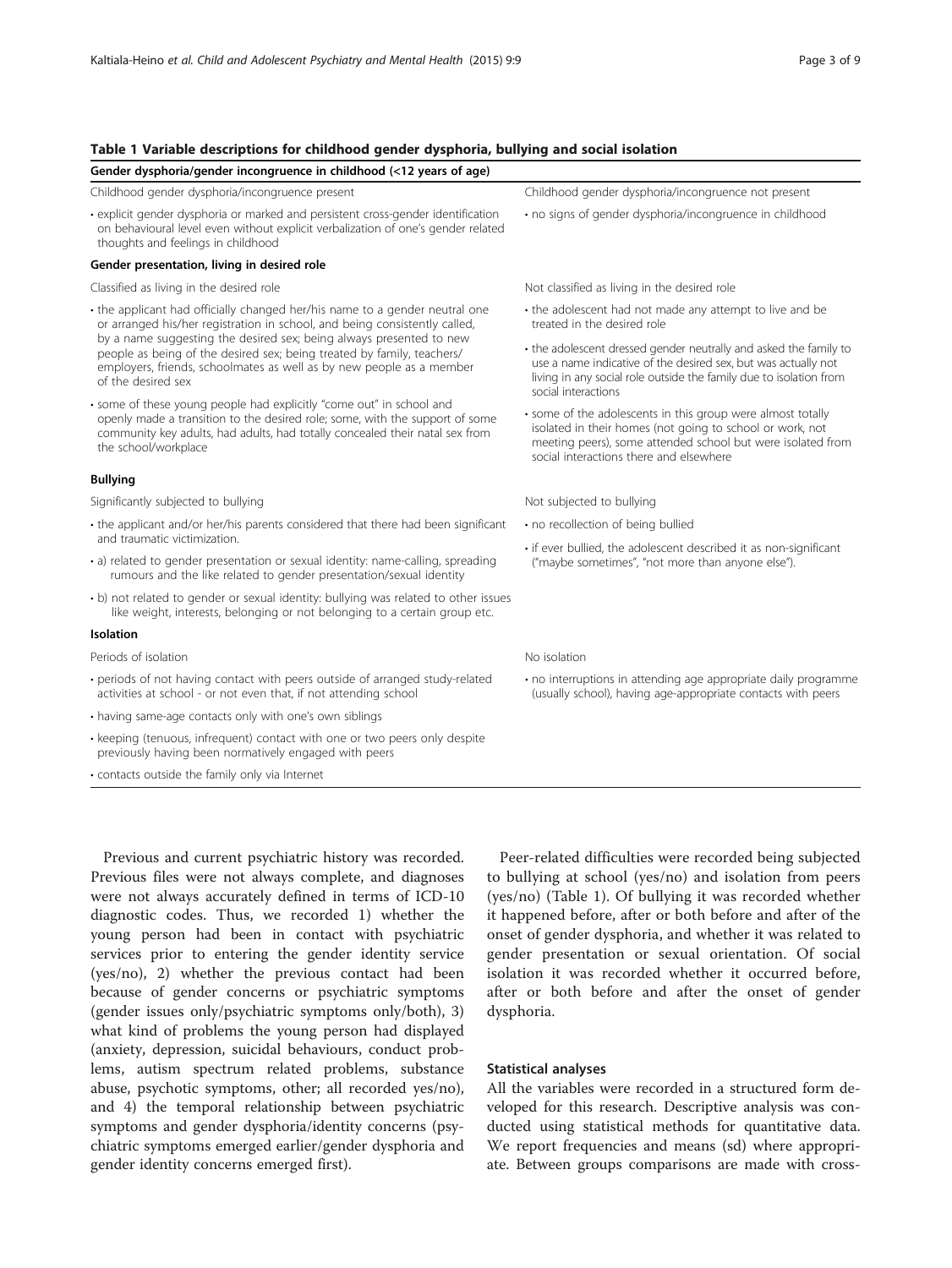**Table 1 Variable descriptions for childhood gender dysphoria, bullying and social isolation**

| **Gender dysphoria/gender incongruence in childhood (<12 years of age)** | |
|---|---|
| Childhood gender dysphoria/incongruence present | Childhood gender dysphoria/incongruence not present |
| • explicit gender dysphoria or marked and persistent cross-gender identification on behavioural level even without explicit verbalization of one's gender related thoughts and feelings in childhood | • no signs of gender dysphoria/incongruence in childhood |
| **Gender presentation, living in desired role** | |
| Classified as living in the desired role | Not classified as living in the desired role |
| • the applicant had officially changed her/his name to a gender neutral one or arranged his/her registration in school, and being consistently called, by a name suggesting the desired sex; being always presented to new people as being of the desired sex; being treated by family, teachers/employers, friends, schoolmates as well as by new people as a member of the desired sex | • the adolescent had not made any attempt to live and be treated in the desired role |
| | • the adolescent dressed gender neutrally and asked the family to use a name indicative of the desired sex, but was actually not living in any social role outside the family due to isolation from social interactions |
| • some of these young people had explicitly "come out" in school and openly made a transition to the desired role; some, with the support of some community key adults, had adults, had totally concealed their natal sex from the school/workplace | • some of the adolescents in this group were almost totally isolated in their homes (not going to school or work, not meeting peers), some attended school but were isolated from social interactions there and elsewhere |
| **Bullying** | |
| Significantly subjected to bullying | Not subjected to bullying |
| • the applicant and/or her/his parents considered that there had been significant and traumatic victimization. | • no recollection of being bullied |
| • a) related to gender presentation or sexual identity: name-calling, spreading rumours and the like related to gender presentation/sexual identity | • if ever bullied, the adolescent described it as non-significant ("maybe sometimes", "not more than anyone else"). |
| • b) not related to gender or sexual identity: bullying was related to other issues like weight, interests, belonging or not belonging to a certain group etc. | |
| **Isolation** | |
| Periods of isolation | No isolation |
| • periods of not having contact with peers outside of arranged study-related activities at school - or not even that, if not attending school | • no interruptions in attending age appropriate daily programme (usually school), having age-appropriate contacts with peers |
| • having same-age contacts only with one's own siblings | |
| • keeping (tenuous, infrequent) contact with one or two peers only despite previously having been normatively engaged with peers | |
| • contacts outside the family only via Internet | |

Previous and current psychiatric history was recorded. Previous files were not always complete, and diagnoses were not always accurately defined in terms of ICD-10 diagnostic codes. Thus, we recorded 1) whether the young person had been in contact with psychiatric services prior to entering the gender identity service (yes/no), 2) whether the previous contact had been because of gender concerns or psychiatric symptoms (gender issues only/psychiatric symptoms only/both), 3) what kind of problems the young person had displayed (anxiety, depression, suicidal behaviours, conduct problems, autism spectrum related problems, substance abuse, psychotic symptoms, other; all recorded yes/no), and 4) the temporal relationship between psychiatric symptoms and gender dysphoria/identity concerns (psychiatric symptoms emerged earlier/gender dysphoria and gender identity concerns emerged first).

Peer-related difficulties were recorded being subjected to bullying at school (yes/no) and isolation from peers (yes/no) (Table 1). Of bullying it was recorded whether it happened before, after or both before and after of the onset of gender dysphoria, and whether it was related to gender presentation or sexual orientation. Of social isolation it was recorded whether it occurred before, after or both before and after the onset of gender dysphoria.

### Statistical analyses

All the variables were recorded in a structured form developed for this research. Descriptive analysis was conducted using statistical methods for quantitative data. We report frequencies and means (sd) where appropriate. Between groups comparisons are made with cross-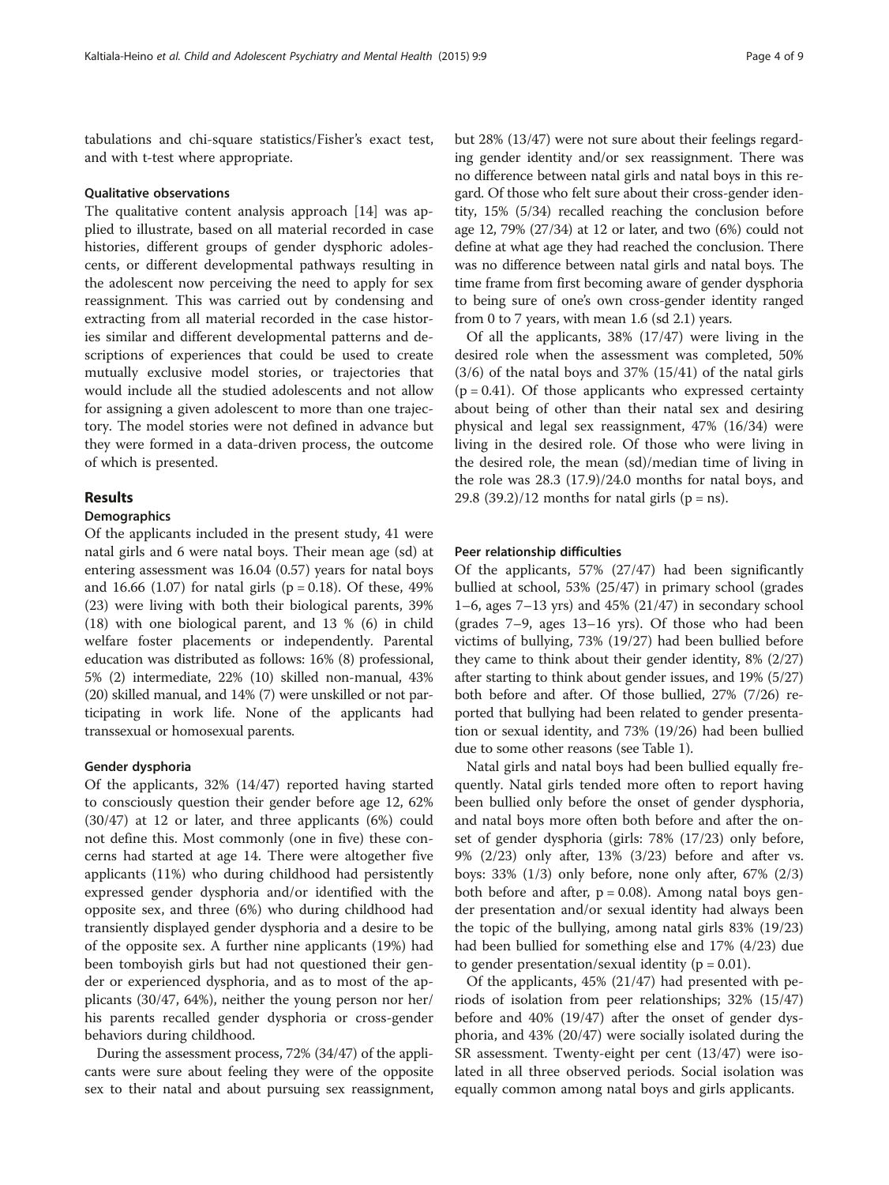tabulations and chi-square statistics/Fisher's exact test, and with t-test where appropriate.

### Qualitative observations

The qualitative content analysis approach [14] was applied to illustrate, based on all material recorded in case histories, different groups of gender dysphoric adolescents, or different developmental pathways resulting in the adolescent now perceiving the need to apply for sex reassignment. This was carried out by condensing and extracting from all material recorded in the case histories similar and different developmental patterns and descriptions of experiences that could be used to create mutually exclusive model stories, or trajectories that would include all the studied adolescents and not allow for assigning a given adolescent to more than one trajectory. The model stories were not defined in advance but they were formed in a data-driven process, the outcome of which is presented.

## Results

### Demographics

Of the applicants included in the present study, 41 were natal girls and 6 were natal boys. Their mean age (sd) at entering assessment was 16.04 (0.57) years for natal boys and 16.66 (1.07) for natal girls ($p = 0.18$). Of these, 49% (23) were living with both their biological parents, 39% (18) with one biological parent, and 13 % (6) in child welfare foster placements or independently. Parental education was distributed as follows: 16% (8) professional, 5% (2) intermediate, 22% (10) skilled non-manual, 43% (20) skilled manual, and 14% (7) were unskilled or not participating in work life. None of the applicants had transsexual or homosexual parents.

### Gender dysphoria

Of the applicants, 32% (14/47) reported having started to consciously question their gender before age 12, 62% (30/47) at 12 or later, and three applicants (6%) could not define this. Most commonly (one in five) these concerns had started at age 14. There were altogether five applicants (11%) who during childhood had persistently expressed gender dysphoria and/or identified with the opposite sex, and three (6%) who during childhood had transiently displayed gender dysphoria and a desire to be of the opposite sex. A further nine applicants (19%) had been tomboyish girls but had not questioned their gender or experienced dysphoria, and as to most of the applicants (30/47, 64%), neither the young person nor her/his parents recalled gender dysphoria or cross-gender behaviors during childhood.

During the assessment process, 72% (34/47) of the applicants were sure about feeling they were of the opposite sex to their natal and about pursuing sex reassignment, but 28% (13/47) were not sure about their feelings regarding gender identity and/or sex reassignment. There was no difference between natal girls and natal boys in this regard. Of those who felt sure about their cross-gender identity, 15% (5/34) recalled reaching the conclusion before age 12, 79% (27/34) at 12 or later, and two (6%) could not define at what age they had reached the conclusion. There was no difference between natal girls and natal boys. The time frame from first becoming aware of gender dysphoria to being sure of one's own cross-gender identity ranged from 0 to 7 years, with mean 1.6 (sd 2.1) years.

Of all the applicants, 38% (17/47) were living in the desired role when the assessment was completed, 50% (3/6) of the natal boys and 37% (15/41) of the natal girls ($p = 0.41$). Of those applicants who expressed certainty about being of other than their natal sex and desiring physical and legal sex reassignment, 47% (16/34) were living in the desired role. Of those who were living in the desired role, the mean (sd)/median time of living in the role was 28.3 (17.9)/24.0 months for natal boys, and 29.8 (39.2)/12 months for natal girls ($p = ns$).

### Peer relationship difficulties

Of the applicants, 57% (27/47) had been significantly bullied at school, 53% (25/47) in primary school (grades 1–6, ages 7–13 yrs) and 45% (21/47) in secondary school (grades 7–9, ages 13–16 yrs). Of those who had been victims of bullying, 73% (19/27) had been bullied before they came to think about their gender identity, 8% (2/27) after starting to think about gender issues, and 19% (5/27) both before and after. Of those bullied, 27% (7/26) reported that bullying had been related to gender presentation or sexual identity, and 73% (19/26) had been bullied due to some other reasons (see Table 1).

Natal girls and natal boys had been bullied equally frequently. Natal girls tended more often to report having been bullied only before the onset of gender dysphoria, and natal boys more often both before and after the onset of gender dysphoria (girls: 78% (17/23) only before, 9% (2/23) only after, 13% (3/23) before and after vs. boys: 33% (1/3) only before, none only after, 67% (2/3) both before and after, $p = 0.08$). Among natal boys gender presentation and/or sexual identity had always been the topic of the bullying, among natal girls 83% (19/23) had been bullied for something else and 17% (4/23) due to gender presentation/sexual identity ($p = 0.01$).

Of the applicants, 45% (21/47) had presented with periods of isolation from peer relationships; 32% (15/47) before and 40% (19/47) after the onset of gender dysphoria, and 43% (20/47) were socially isolated during the SR assessment. Twenty-eight per cent (13/47) were isolated in all three observed periods. Social isolation was equally common among natal boys and girls applicants.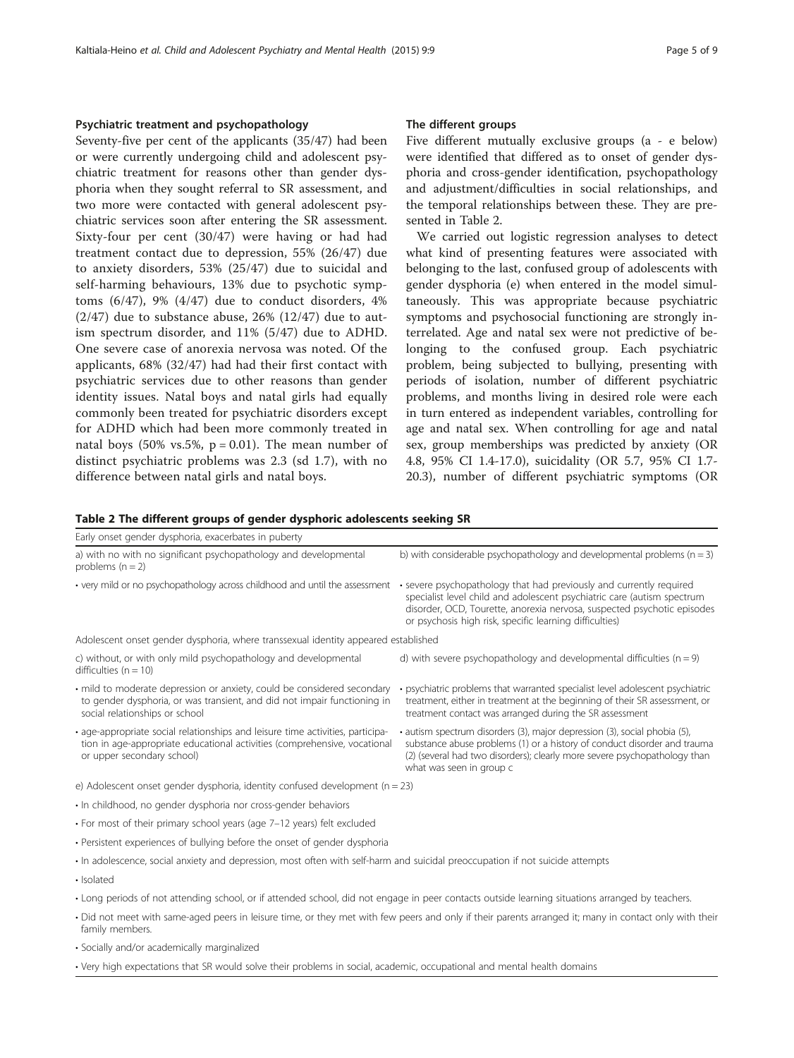### Psychiatric treatment and psychopathology

Seventy-five per cent of the applicants (35/47) had been or were currently undergoing child and adolescent psychiatric treatment for reasons other than gender dysphoria when they sought referral to SR assessment, and two more were contacted with general adolescent psychiatric services soon after entering the SR assessment. Sixty-four per cent (30/47) were having or had had treatment contact due to depression, 55% (26/47) due to anxiety disorders, 53% (25/47) due to suicidal and self-harming behaviours, 13% due to psychotic symptoms (6/47), 9% (4/47) due to conduct disorders, 4% (2/47) due to substance abuse, 26% (12/47) due to autism spectrum disorder, and 11% (5/47) due to ADHD. One severe case of anorexia nervosa was noted. Of the applicants, 68% (32/47) had had their first contact with psychiatric services due to other reasons than gender identity issues. Natal boys and natal girls had equally commonly been treated for psychiatric disorders except for ADHD which had been more commonly treated in natal boys (50% vs.5%, $p = 0.01$). The mean number of distinct psychiatric problems was 2.3 (sd 1.7), with no difference between natal girls and natal boys.

### The different groups

Five different mutually exclusive groups (a - e below) were identified that differed as to onset of gender dysphoria and cross-gender identification, psychopathology and adjustment/difficulties in social relationships, and the temporal relationships between these. They are presented in Table 2.

We carried out logistic regression analyses to detect what kind of presenting features were associated with belonging to the last, confused group of adolescents with gender dysphoria (e) when entered in the model simultaneously. This was appropriate because psychiatric symptoms and psychosocial functioning are strongly interrelated. Age and natal sex were not predictive of belonging to the confused group. Each psychiatric problem, being subjected to bullying, presenting with periods of isolation, number of different psychiatric problems, and months living in desired role were each in turn entered as independent variables, controlling for age and natal sex. When controlling for age and natal sex, group memberships was predicted by anxiety (OR 4.8, 95% CI 1.4-17.0), suicidality (OR 5.7, 95% CI 1.7-20.3), number of different psychiatric symptoms (OR

**Table 2 The different groups of gender dysphoric adolescents seeking SR**

| Early onset gender dysphoria, exacerbates in puberty | |
|---|---|
| a) with no with no significant psychopathology and developmental problems (n = 2) | b) with considerable psychopathology and developmental problems (n = 3) |
| • very mild or no psychopathology across childhood and until the assessment | • severe psychopathology that had previously and currently required specialist level child and adolescent psychiatric care (autism spectrum disorder, OCD, Tourette, anorexia nervosa, suspected psychotic episodes or psychosis high risk, specific learning difficulties) |
| **Adolescent onset gender dysphoria, where transsexual identity appeared established** | |
| c) without, or with only mild psychopathology and developmental difficulties (n = 10) | d) with severe psychopathology and developmental difficulties (n = 9) |
| • mild to moderate depression or anxiety, could be considered secondary to gender dysphoria, or was transient, and did not impair functioning in social relationships or school | • psychiatric problems that warranted specialist level adolescent psychiatric treatment, either in treatment at the beginning of their SR assessment, or treatment contact was arranged during the SR assessment |
| • age-appropriate social relationships and leisure time activities, participation in age-appropriate educational activities (comprehensive, vocational or upper secondary school) | • autism spectrum disorders (3), major depression (3), social phobia (5), substance abuse problems (1) or a history of conduct disorder and trauma (2) (several had two disorders); clearly more severe psychopathology than what was seen in group c |
| **e) Adolescent onset gender dysphoria, identity confused development (n = 23)** | |
| • In childhood, no gender dysphoria nor cross-gender behaviors | |
| • For most of their primary school years (age 7–12 years) felt excluded | |
| • Persistent experiences of bullying before the onset of gender dysphoria | |
| • In adolescence, social anxiety and depression, most often with self-harm and suicidal preoccupation if not suicide attempts | |
| • Isolated | |
| • Long periods of not attending school, or if attended school, did not engage in peer contacts outside learning situations arranged by teachers. | |
| • Did not meet with same-aged peers in leisure time, or they met with few peers and only if their parents arranged it; many in contact only with their family members. | |
| • Socially and/or academically marginalized | |
| • Very high expectations that SR would solve their problems in social, academic, occupational and mental health domains | |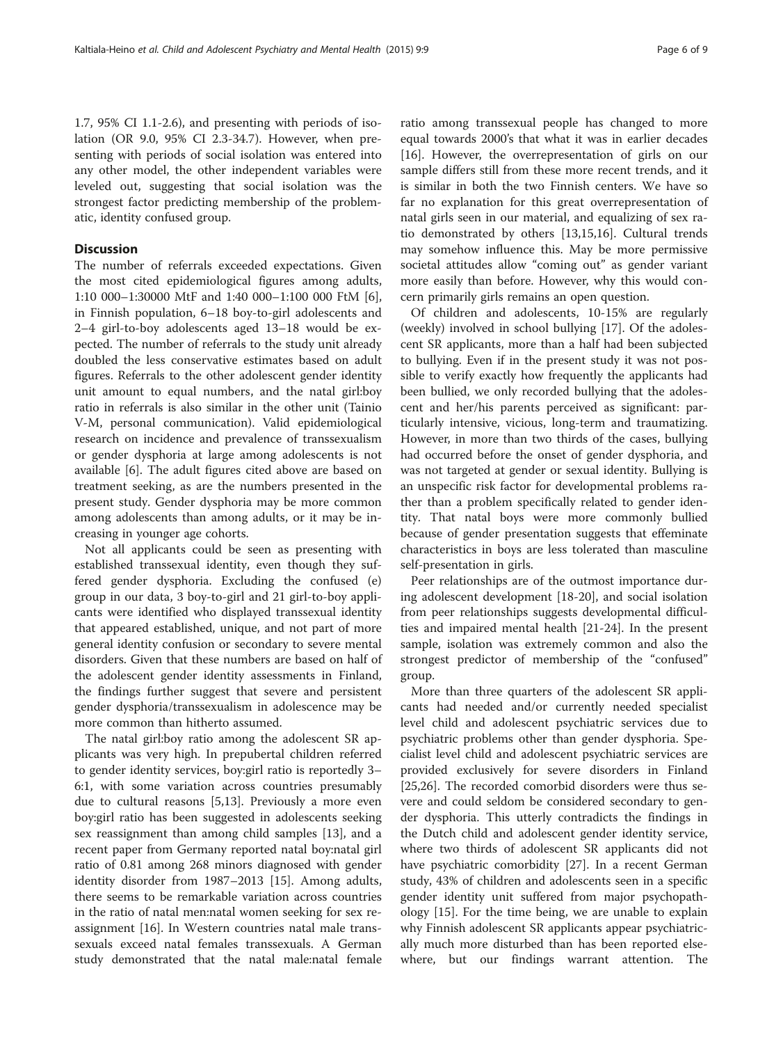1.7, 95% CI 1.1-2.6), and presenting with periods of isolation (OR 9.0, 95% CI 2.3-34.7). However, when presenting with periods of social isolation was entered into any other model, the other independent variables were leveled out, suggesting that social isolation was the strongest factor predicting membership of the problematic, identity confused group.

## Discussion

The number of referrals exceeded expectations. Given the most cited epidemiological figures among adults, 1:10 000–1:30000 MtF and 1:40 000–1:100 000 FtM [6], in Finnish population, 6–18 boy-to-girl adolescents and 2–4 girl-to-boy adolescents aged 13–18 would be expected. The number of referrals to the study unit already doubled the less conservative estimates based on adult figures. Referrals to the other adolescent gender identity unit amount to equal numbers, and the natal girl:boy ratio in referrals is also similar in the other unit (Tainio V-M, personal communication). Valid epidemiological research on incidence and prevalence of transsexualism or gender dysphoria at large among adolescents is not available [6]. The adult figures cited above are based on treatment seeking, as are the numbers presented in the present study. Gender dysphoria may be more common among adolescents than among adults, or it may be increasing in younger age cohorts.

Not all applicants could be seen as presenting with established transsexual identity, even though they suffered gender dysphoria. Excluding the confused (e) group in our data, 3 boy-to-girl and 21 girl-to-boy applicants were identified who displayed transsexual identity that appeared established, unique, and not part of more general identity confusion or secondary to severe mental disorders. Given that these numbers are based on half of the adolescent gender identity assessments in Finland, the findings further suggest that severe and persistent gender dysphoria/transsexualism in adolescence may be more common than hitherto assumed.

The natal girl:boy ratio among the adolescent SR applicants was very high. In prepubertal children referred to gender identity services, boy:girl ratio is reportedly 3–6:1, with some variation across countries presumably due to cultural reasons [5,13]. Previously a more even boy:girl ratio has been suggested in adolescents seeking sex reassignment than among child samples [13], and a recent paper from Germany reported natal boy:natal girl ratio of 0.81 among 268 minors diagnosed with gender identity disorder from 1987–2013 [15]. Among adults, there seems to be remarkable variation across countries in the ratio of natal men:natal women seeking for sex reassignment [16]. In Western countries natal male transsexuals exceed natal females transsexuals. A German study demonstrated that the natal male:natal female ratio among transsexual people has changed to more equal towards 2000's that what it was in earlier decades [16]. However, the overrepresentation of girls on our sample differs still from these more recent trends, and it is similar in both the two Finnish centers. We have so far no explanation for this great overrepresentation of natal girls seen in our material, and equalizing of sex ratio demonstrated by others [13,15,16]. Cultural trends may somehow influence this. May be more permissive societal attitudes allow "coming out" as gender variant more easily than before. However, why this would concern primarily girls remains an open question.

Of children and adolescents, 10-15% are regularly (weekly) involved in school bullying [17]. Of the adolescent SR applicants, more than a half had been subjected to bullying. Even if in the present study it was not possible to verify exactly how frequently the applicants had been bullied, we only recorded bullying that the adolescent and her/his parents perceived as significant: particularly intensive, vicious, long-term and traumatizing. However, in more than two thirds of the cases, bullying had occurred before the onset of gender dysphoria, and was not targeted at gender or sexual identity. Bullying is an unspecific risk factor for developmental problems rather than a problem specifically related to gender identity. That natal boys were more commonly bullied because of gender presentation suggests that effeminate characteristics in boys are less tolerated than masculine self-presentation in girls.

Peer relationships are of the outmost importance during adolescent development [18-20], and social isolation from peer relationships suggests developmental difficulties and impaired mental health [21-24]. In the present sample, isolation was extremely common and also the strongest predictor of membership of the "confused" group.

More than three quarters of the adolescent SR applicants had needed and/or currently needed specialist level child and adolescent psychiatric services due to psychiatric problems other than gender dysphoria. Specialist level child and adolescent psychiatric services are provided exclusively for severe disorders in Finland [25,26]. The recorded comorbid disorders were thus severe and could seldom be considered secondary to gender dysphoria. This utterly contradicts the findings in the Dutch child and adolescent gender identity service, where two thirds of adolescent SR applicants did not have psychiatric comorbidity [27]. In a recent German study, 43% of children and adolescents seen in a specific gender identity unit suffered from major psychopathology [15]. For the time being, we are unable to explain why Finnish adolescent SR applicants appear psychiatrically much more disturbed than has been reported elsewhere, but our findings warrant attention. The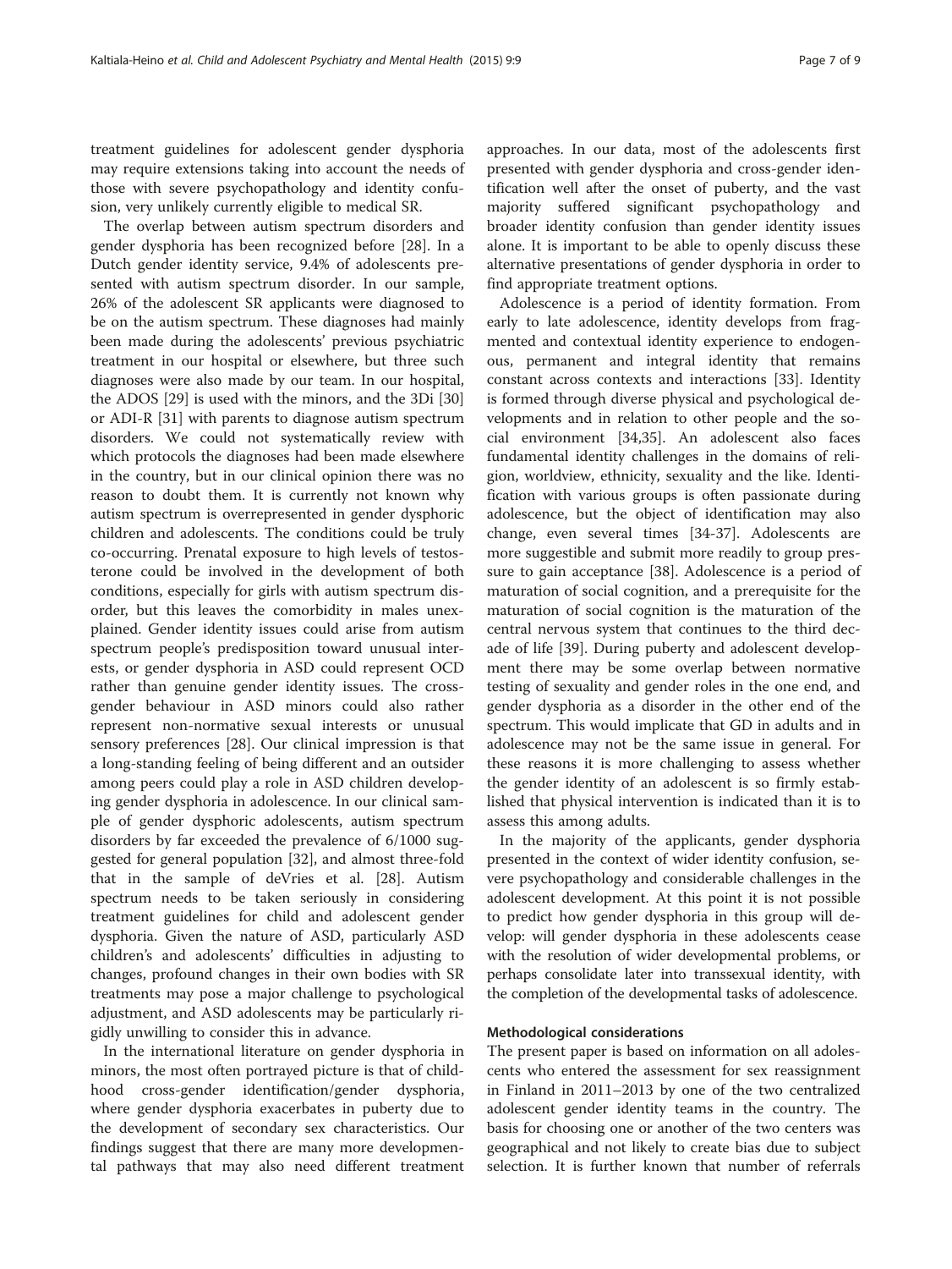treatment guidelines for adolescent gender dysphoria may require extensions taking into account the needs of those with severe psychopathology and identity confusion, very unlikely currently eligible to medical SR.

The overlap between autism spectrum disorders and gender dysphoria has been recognized before [28]. In a Dutch gender identity service, 9.4% of adolescents presented with autism spectrum disorder. In our sample, 26% of the adolescent SR applicants were diagnosed to be on the autism spectrum. These diagnoses had mainly been made during the adolescents' previous psychiatric treatment in our hospital or elsewhere, but three such diagnoses were also made by our team. In our hospital, the ADOS [29] is used with the minors, and the 3Di [30] or ADI-R [31] with parents to diagnose autism spectrum disorders. We could not systematically review with which protocols the diagnoses had been made elsewhere in the country, but in our clinical opinion there was no reason to doubt them. It is currently not known why autism spectrum is overrepresented in gender dysphoric children and adolescents. The conditions could be truly co-occurring. Prenatal exposure to high levels of testosterone could be involved in the development of both conditions, especially for girls with autism spectrum disorder, but this leaves the comorbidity in males unexplained. Gender identity issues could arise from autism spectrum people's predisposition toward unusual interests, or gender dysphoria in ASD could represent OCD rather than genuine gender identity issues. The cross-gender behaviour in ASD minors could also rather represent non-normative sexual interests or unusual sensory preferences [28]. Our clinical impression is that a long-standing feeling of being different and an outsider among peers could play a role in ASD children developing gender dysphoria in adolescence. In our clinical sample of gender dysphoric adolescents, autism spectrum disorders by far exceeded the prevalence of 6/1000 suggested for general population [32], and almost three-fold that in the sample of deVries et al. [28]. Autism spectrum needs to be taken seriously in considering treatment guidelines for child and adolescent gender dysphoria. Given the nature of ASD, particularly ASD children's and adolescents' difficulties in adjusting to changes, profound changes in their own bodies with SR treatments may pose a major challenge to psychological adjustment, and ASD adolescents may be particularly rigidly unwilling to consider this in advance.

In the international literature on gender dysphoria in minors, the most often portrayed picture is that of childhood cross-gender identification/gender dysphoria, where gender dysphoria exacerbates in puberty due to the development of secondary sex characteristics. Our findings suggest that there are many more developmental pathways that may also need different treatment approaches. In our data, most of the adolescents first presented with gender dysphoria and cross-gender identification well after the onset of puberty, and the vast majority suffered significant psychopathology and broader identity confusion than gender identity issues alone. It is important to be able to openly discuss these alternative presentations of gender dysphoria in order to find appropriate treatment options.

Adolescence is a period of identity formation. From early to late adolescence, identity develops from fragmented and contextual identity experience to endogenous, permanent and integral identity that remains constant across contexts and interactions [33]. Identity is formed through diverse physical and psychological developments and in relation to other people and the social environment [34,35]. An adolescent also faces fundamental identity challenges in the domains of religion, worldview, ethnicity, sexuality and the like. Identification with various groups is often passionate during adolescence, but the object of identification may also change, even several times [34-37]. Adolescents are more suggestible and submit more readily to group pressure to gain acceptance [38]. Adolescence is a period of maturation of social cognition, and a prerequisite for the maturation of social cognition is the maturation of the central nervous system that continues to the third decade of life [39]. During puberty and adolescent development there may be some overlap between normative testing of sexuality and gender roles in the one end, and gender dysphoria as a disorder in the other end of the spectrum. This would implicate that GD in adults and in adolescence may not be the same issue in general. For these reasons it is more challenging to assess whether the gender identity of an adolescent is so firmly established that physical intervention is indicated than it is to assess this among adults.

In the majority of the applicants, gender dysphoria presented in the context of wider identity confusion, severe psychopathology and considerable challenges in the adolescent development. At this point it is not possible to predict how gender dysphoria in this group will develop: will gender dysphoria in these adolescents cease with the resolution of wider developmental problems, or perhaps consolidate later into transsexual identity, with the completion of the developmental tasks of adolescence.

### Methodological considerations

The present paper is based on information on all adolescents who entered the assessment for sex reassignment in Finland in 2011–2013 by one of the two centralized adolescent gender identity teams in the country. The basis for choosing one or another of the two centers was geographical and not likely to create bias due to subject selection. It is further known that number of referrals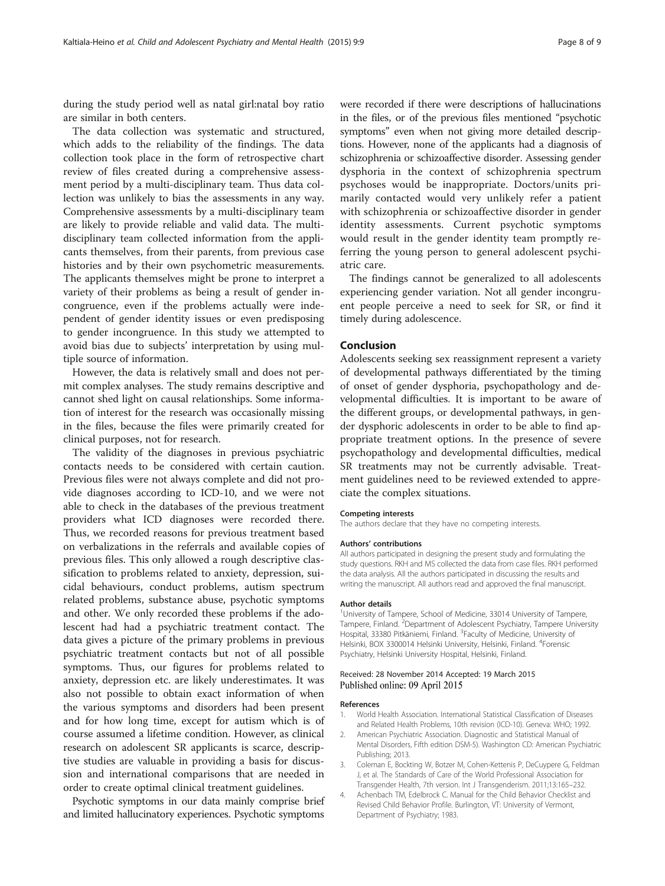during the study period well as natal girl:natal boy ratio are similar in both centers.

The data collection was systematic and structured, which adds to the reliability of the findings. The data collection took place in the form of retrospective chart review of files created during a comprehensive assessment period by a multi-disciplinary team. Thus data collection was unlikely to bias the assessments in any way. Comprehensive assessments by a multi-disciplinary team are likely to provide reliable and valid data. The multi-disciplinary team collected information from the applicants themselves, from their parents, from previous case histories and by their own psychometric measurements. The applicants themselves might be prone to interpret a variety of their problems as being a result of gender incongruence, even if the problems actually were independent of gender identity issues or even predisposing to gender incongruence. In this study we attempted to avoid bias due to subjects' interpretation by using multiple source of information.

However, the data is relatively small and does not permit complex analyses. The study remains descriptive and cannot shed light on causal relationships. Some information of interest for the research was occasionally missing in the files, because the files were primarily created for clinical purposes, not for research.

The validity of the diagnoses in previous psychiatric contacts needs to be considered with certain caution. Previous files were not always complete and did not provide diagnoses according to ICD-10, and we were not able to check in the databases of the previous treatment providers what ICD diagnoses were recorded there. Thus, we recorded reasons for previous treatment based on verbalizations in the referrals and available copies of previous files. This only allowed a rough descriptive classification to problems related to anxiety, depression, suicidal behaviours, conduct problems, autism spectrum related problems, substance abuse, psychotic symptoms and other. We only recorded these problems if the adolescent had had a psychiatric treatment contact. The data gives a picture of the primary problems in previous psychiatric treatment contacts but not of all possible symptoms. Thus, our figures for problems related to anxiety, depression etc. are likely underestimates. It was also not possible to obtain exact information of when the various symptoms and disorders had been present and for how long time, except for autism which is of course assumed a lifetime condition. However, as clinical research on adolescent SR applicants is scarce, descriptive studies are valuable in providing a basis for discussion and international comparisons that are needed in order to create optimal clinical treatment guidelines.

Psychotic symptoms in our data mainly comprise brief and limited hallucinatory experiences. Psychotic symptoms were recorded if there were descriptions of hallucinations in the files, or of the previous files mentioned "psychotic symptoms" even when not giving more detailed descriptions. However, none of the applicants had a diagnosis of schizophrenia or schizoaffective disorder. Assessing gender dysphoria in the context of schizophrenia spectrum psychoses would be inappropriate. Doctors/units primarily contacted would very unlikely refer a patient with schizophrenia or schizoaffective disorder in gender identity assessments. Current psychotic symptoms would result in the gender identity team promptly referring the young person to general adolescent psychiatric care.

The findings cannot be generalized to all adolescents experiencing gender variation. Not all gender incongruent people perceive a need to seek for SR, or find it timely during adolescence.

## Conclusion

Adolescents seeking sex reassignment represent a variety of developmental pathways differentiated by the timing of onset of gender dysphoria, psychopathology and developmental difficulties. It is important to be aware of the different groups, or developmental pathways, in gender dysphoric adolescents in order to be able to find appropriate treatment options. In the presence of severe psychopathology and developmental difficulties, medical SR treatments may not be currently advisable. Treatment guidelines need to be reviewed extended to appreciate the complex situations.

#### Competing interests

The authors declare that they have no competing interests.

#### Authors' contributions

All authors participated in designing the present study and formulating the study questions. RKH and MS collected the data from case files. RKH performed the data analysis. All the authors participated in discussing the results and writing the manuscript. All authors read and approved the final manuscript.

#### Author details

[1]University of Tampere, School of Medicine, 33014 University of Tampere, Tampere, Finland. [2]Department of Adolescent Psychiatry, Tampere University Hospital, 33380 Pitkäniemi, Finland. [3]Faculty of Medicine, University of Helsinki, BOX 3300014 Helsinki University, Helsinki, Finland. [4]Forensic Psychiatry, Helsinki University Hospital, Helsinki, Finland.

Received: 28 November 2014 Accepted: 19 March 2015
Published online: 09 April 2015

#### References

1. World Health Association. International Statistical Classification of Diseases and Related Health Problems, 10th revision (ICD-10). Geneva: WHO; 1992.
2. American Psychiatric Association. Diagnostic and Statistical Manual of Mental Disorders, Fifth edition DSM-5). Washington CD: American Psychiatric Publishing; 2013.
3. Coleman E, Bockting W, Botzer M, Cohen-Kettenis P, DeCuypere G, Feldman J, et al. The Standards of Care of the World Professional Association for Transgender Health, 7th version. Int J Transgenderism. 2011;13:165–232.
4. Achenbach TM, Edelbrock C. Manual for the Child Behavior Checklist and Revised Child Behavior Profile. Burlington, VT: University of Vermont, Department of Psychiatry; 1983.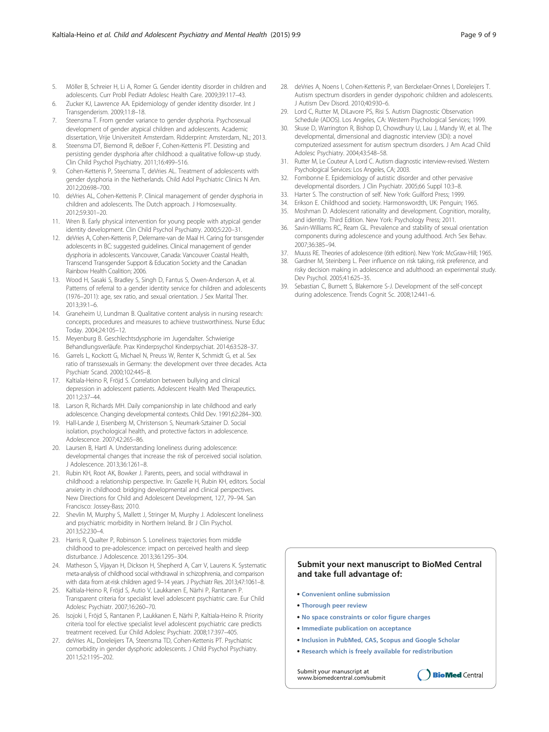5. Möller B, Schreier H, Li A, Romer G. Gender identity disorder in children and adolescents. Curr Probl Pediatr Adolesc Health Care. 2009;39:117–43.
6. Zucker KJ, Lawrence AA. Epidemiology of gender identity disorder. Int J Transgenderism. 2009;11:8–18.
7. Steensma T. From gender variance to gender dysphoria. Psychosexual development of gender atypical children and adolescents. Academic dissertation, Vrije Universiteit Amsterdam. Ridderprint: Amsterdam, NL; 2013.
8. Steensma DT, Biemond R, deBoer F, Cohen-Kettenis PT. Desisting and persisting gender dysphoria after childhood: a qualitative follow-up study. Clin Child Psychol Psychiatry. 2011;16:499–516.
9. Cohen-Kettenis P, Steensma T, deVries AL. Treatment of adolescents with gender dysphoria in the Netherlands. Child Adol Psychiatric Clinics N Am. 2012;20:698–700.
10. deVries AL, Cohen-Kettenis P. Clinical management of gender dysphoria in children and adolescents. The Dutch approach. J Homosexuality. 2012;59:301–20.
11. Wren B. Early physical intervention for young people with atypical gender identity development. Clin Child Psychol Psychiatry. 2000;5:220–31.
12. deVries A, Cohen-Kettenis P, Delemarre-van de Maal H. Caring for transgender adolescents in BC: suggested guidelines. Clinical management of gender dysphoria in adolescents. Vancouver, Canada: Vancouver Coastal Health, Transcend Transgender Support & Education Society and the Canadian Rainbow Health Coalition; 2006.
13. Wood H, Sasaki S, Bradley S, Singh D, Fantus S, Owen-Anderson A, et al. Patterns of referral to a gender identity service for children and adolescents (1976–2011): age, sex ratio, and sexual orientation. J Sex Marital Ther. 2013;39:1–6.
14. Graneheim U, Lundman B. Qualitative content analysis in nursing research: concepts, procedures and measures to achieve trustworthiness. Nurse Educ Today. 2004;24:105–12.
15. Meyenburg B. Geschlechtsdysphorie im Jugendalter. Schwierige Behandlungsverläufe. Prax Kinderpsychol Kinderpsychiat. 2014;63:528–37.
16. Garrels L, Kockott G, Michael N, Preuss W, Renter K, Schmidt G, et al. Sex ratio of transsexuals in Germany: the development over three decades. Acta Psychiatr Scand. 2000;102:445–8.
17. Kaltiala-Heino R, Fröjd S. Correlation between bullying and clinical depression in adolescent patients. Adolescent Health Med Therapeutics. 2011;2:37–44.
18. Larson R, Richards MH. Daily companionship in late childhood and early adolescence. Changing developmental contexts. Child Dev. 1991;62:284–300.
19. Hall-Lande J, Eisenberg M, Christenson S, Neumark-Sztainer D. Social isolation, psychological health, and protective factors in adolescence. Adolescence. 2007;42:265–86.
20. Laursen B, Hartl A. Understanding loneliness during adolescence: developmental changes that increase the risk of perceived social isolation. J Adolescence. 2013;36:1261–8.
21. Rubin KH, Root AK, Bowker J. Parents, peers, and social withdrawal in childhood: a relationship perspective. In: Gazelle H, Rubin KH, editors. Social anxiety in childhood: bridging developmental and clinical perspectives. New Directions for Child and Adolescent Development, 127, 79–94. San Francisco: Jossey-Bass; 2010.
22. Shevlin M, Murphy S, Mallett J, Stringer M, Murphy J. Adolescent loneliness and psychiatric morbidity in Northern Ireland. Br J Clin Psychol. 2013;52:230–4.
23. Harris R, Qualter P, Robinson S. Loneliness trajectories from middle childhood to pre-adolescence: impact on perceived health and sleep disturbance. J Adolescence. 2013;36:1295–304.
24. Matheson S, Vijayan H, Dickson H, Shepherd A, Carr V, Laurens K. Systematic meta-analysis of childhood social withdrawal in schizophrenia, and comparison with data from at-risk children aged 9–14 years. J Psychiatr Res. 2013;47:1061–8.
25. Kaltiala-Heino R, Fröjd S, Autio V, Laukkanen E, Närhi P, Rantanen P. Transparent criteria for specialist level adolescent psychiatric care. Eur Child Adolesc Psychiatr. 2007;16:260–70.
26. Isojoki I, Fröjd S, Rantanen P, Laukkanen E, Närhi P, Kaltiala-Heino R. Priority criteria tool for elective specialist level adolescent psychiatric care predicts treatment received. Eur Child Adolesc Psychiatr. 2008;17:397–405.
27. deVries AL, Doreleijers TA, Steensma TD, Cohen-Kettenis PT. Psychiatric comorbidity in gender dysphoric adolescents. J Child Psychol Psychiatry. 2011;52:1195–202.
28. deVries A, Noens I, Cohen-Kettenis P, van Berckelaer-Onnes I, Doreleijers T. Autism spectrum disorders in gender dyspohoric children and adolescents. J Autism Dev Disord. 2010;40:930–6.
29. Lord C, Rutter M, DiLavore PS, Risi S. Autism Diagnostic Observation Schedule (ADOS). Los Angeles, CA: Western Psychological Services; 1999.
30. Skuse D, Warrington R, Bishop D, Chowdhury U, Lau J, Mandy W, et al. The developmental, dimensional and diagnostic interview (3Di): a novel computerized assessment for autism spectrum disorders. J Am Acad Child Adolesc Psychiatry. 2004;43:548–58.
31. Rutter M, Le Couteur A, Lord C. Autism diagnostic interview-revised. Western Psychological Services: Los Angeles, CA; 2003.
32. Fombonne E. Epidemiology of autistic disorder and other pervasive developmental disorders. J Clin Psychiatr. 2005;66 Suppl 10:3–8.
33. Harter S. The construction of self. New York: Guilford Press; 1999.
34. Erikson E. Childhood and society. Harmonswordth, UK: Penguin; 1965.
35. Moshman D. Adolescent rationality and development. Cognition, morality, and identity. Third Edition. New York: Psychology Press; 2011.
36. Savin-Williams RC, Ream GL. Prevalence and stability of sexual orientation components during adolescence and young adulthood. Arch Sex Behav. 2007;36:385–94.
37. Muuss RE. Theories of adolescence (6th edition). New York: McGraw-Hill; 1965.
38. Gardner M, Steinberg L. Peer influence on risk taking, risk preference, and risky decision making in adolescence and adulthood: an experimental study. Dev Psychol. 2005;41:625–35.
39. Sebastian C, Burnett S, Blakemore S-J. Development of the self-concept during adolescence. Trends Cognit Sc. 2008;12:441–6.

**Submit your next manuscript to BioMed Central and take full advantage of:**

- **Convenient online submission**
- **Thorough peer review**
- **No space constraints or color figure charges**
- **Immediate publication on acceptance**
- **Inclusion in PubMed, CAS, Scopus and Google Scholar**
- **Research which is freely available for redistribution**

Submit your manuscript at www.biomedcentral.com/submit

BioMed Central